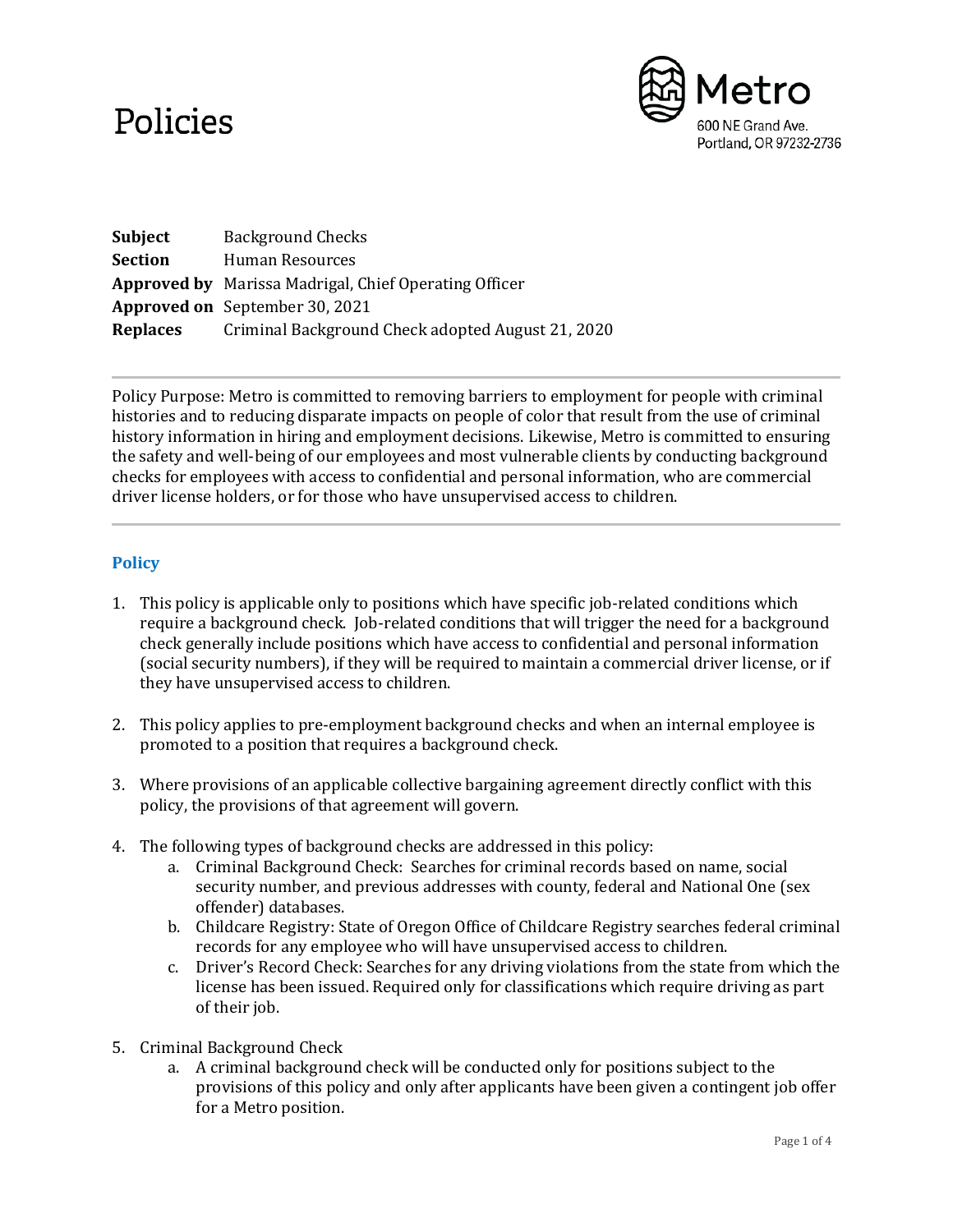# Policies

Metro
600 NE Grand Ave.
Portland, OR 97232-2736

| | |
|---|---|
| **Subject** | Background Checks |
| **Section** | Human Resources |
| **Approved by** | Marissa Madrigal, Chief Operating Officer |
| **Approved on** | September 30, 2021 |
| **Replaces** | Criminal Background Check adopted August 21, 2020 |

---

Policy Purpose: Metro is committed to removing barriers to employment for people with criminal histories and to reducing disparate impacts on people of color that result from the use of criminal history information in hiring and employment decisions. Likewise, Metro is committed to ensuring the safety and well-being of our employees and most vulnerable clients by conducting background checks for employees with access to confidential and personal information, who are commercial driver license holders, or for those who have unsupervised access to children.

---

## Policy

1. This policy is applicable only to positions which have specific job-related conditions which require a background check. Job-related conditions that will trigger the need for a background check generally include positions which have access to confidential and personal information (social security numbers), if they will be required to maintain a commercial driver license, or if they have unsupervised access to children.

2. This policy applies to pre-employment background checks and when an internal employee is promoted to a position that requires a background check.

3. Where provisions of an applicable collective bargaining agreement directly conflict with this policy, the provisions of that agreement will govern.

4. The following types of background checks are addressed in this policy:
    a. Criminal Background Check: Searches for criminal records based on name, social security number, and previous addresses with county, federal and National One (sex offender) databases.
    b. Childcare Registry: State of Oregon Office of Childcare Registry searches federal criminal records for any employee who will have unsupervised access to children.
    c. Driver's Record Check: Searches for any driving violations from the state from which the license has been issued. Required only for classifications which require driving as part of their job.

5. Criminal Background Check
    a. A criminal background check will be conducted only for positions subject to the provisions of this policy and only after applicants have been given a contingent job offer for a Metro position.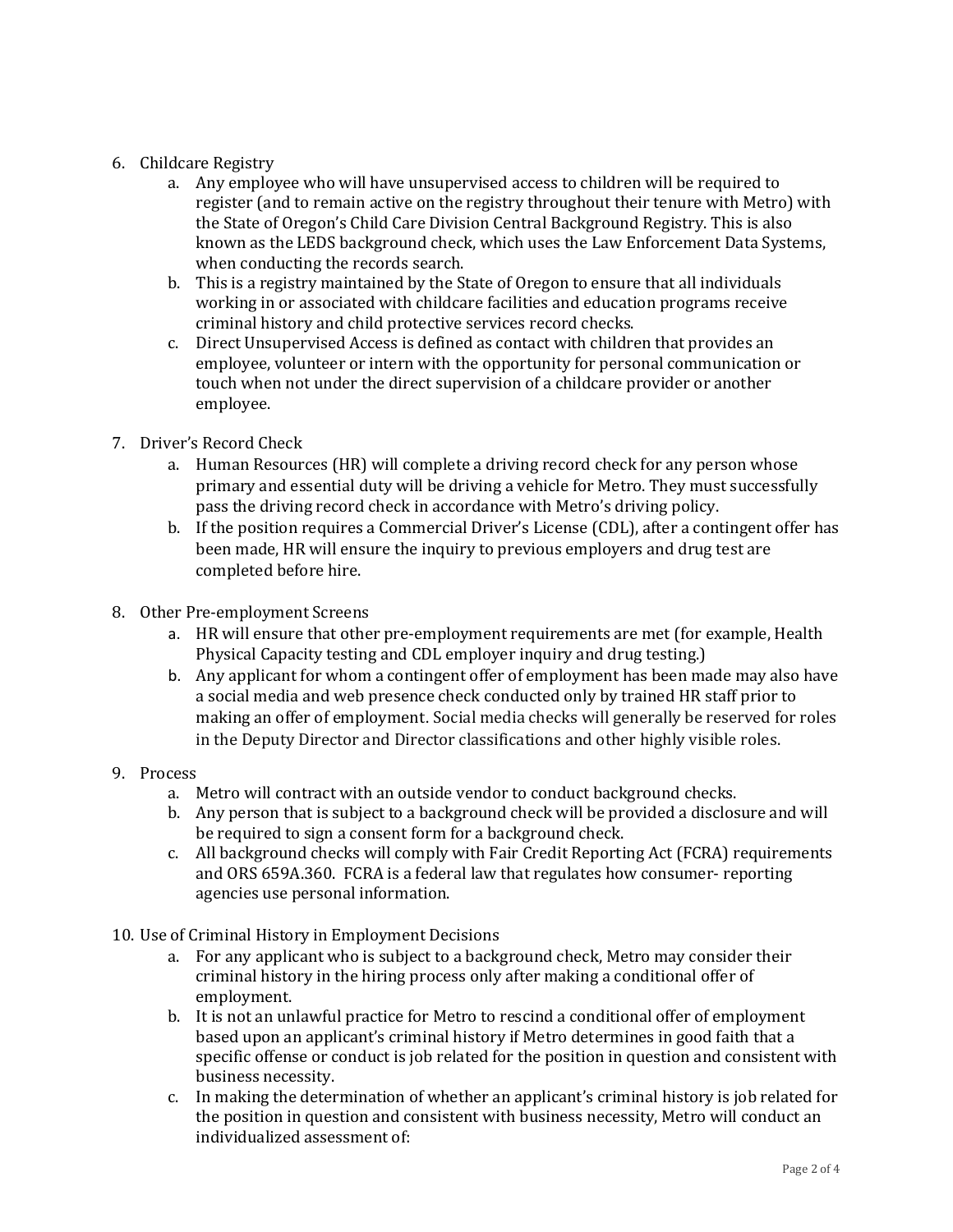6. Childcare Registry
   a. Any employee who will have unsupervised access to children will be required to register (and to remain active on the registry throughout their tenure with Metro) with the State of Oregon's Child Care Division Central Background Registry. This is also known as the LEDS background check, which uses the Law Enforcement Data Systems, when conducting the records search.
   b. This is a registry maintained by the State of Oregon to ensure that all individuals working in or associated with childcare facilities and education programs receive criminal history and child protective services record checks.
   c. Direct Unsupervised Access is defined as contact with children that provides an employee, volunteer or intern with the opportunity for personal communication or touch when not under the direct supervision of a childcare provider or another employee.

7. Driver's Record Check
   a. Human Resources (HR) will complete a driving record check for any person whose primary and essential duty will be driving a vehicle for Metro. They must successfully pass the driving record check in accordance with Metro's driving policy.
   b. If the position requires a Commercial Driver's License (CDL), after a contingent offer has been made, HR will ensure the inquiry to previous employers and drug test are completed before hire.

8. Other Pre-employment Screens
   a. HR will ensure that other pre-employment requirements are met (for example, Health Physical Capacity testing and CDL employer inquiry and drug testing.)
   b. Any applicant for whom a contingent offer of employment has been made may also have a social media and web presence check conducted only by trained HR staff prior to making an offer of employment. Social media checks will generally be reserved for roles in the Deputy Director and Director classifications and other highly visible roles.

9. Process
   a. Metro will contract with an outside vendor to conduct background checks.
   b. Any person that is subject to a background check will be provided a disclosure and will be required to sign a consent form for a background check.
   c. All background checks will comply with Fair Credit Reporting Act (FCRA) requirements and ORS 659A.360. FCRA is a federal law that regulates how consumer- reporting agencies use personal information.

10. Use of Criminal History in Employment Decisions
    a. For any applicant who is subject to a background check, Metro may consider their criminal history in the hiring process only after making a conditional offer of employment.
    b. It is not an unlawful practice for Metro to rescind a conditional offer of employment based upon an applicant's criminal history if Metro determines in good faith that a specific offense or conduct is job related for the position in question and consistent with business necessity.
    c. In making the determination of whether an applicant's criminal history is job related for the position in question and consistent with business necessity, Metro will conduct an individualized assessment of: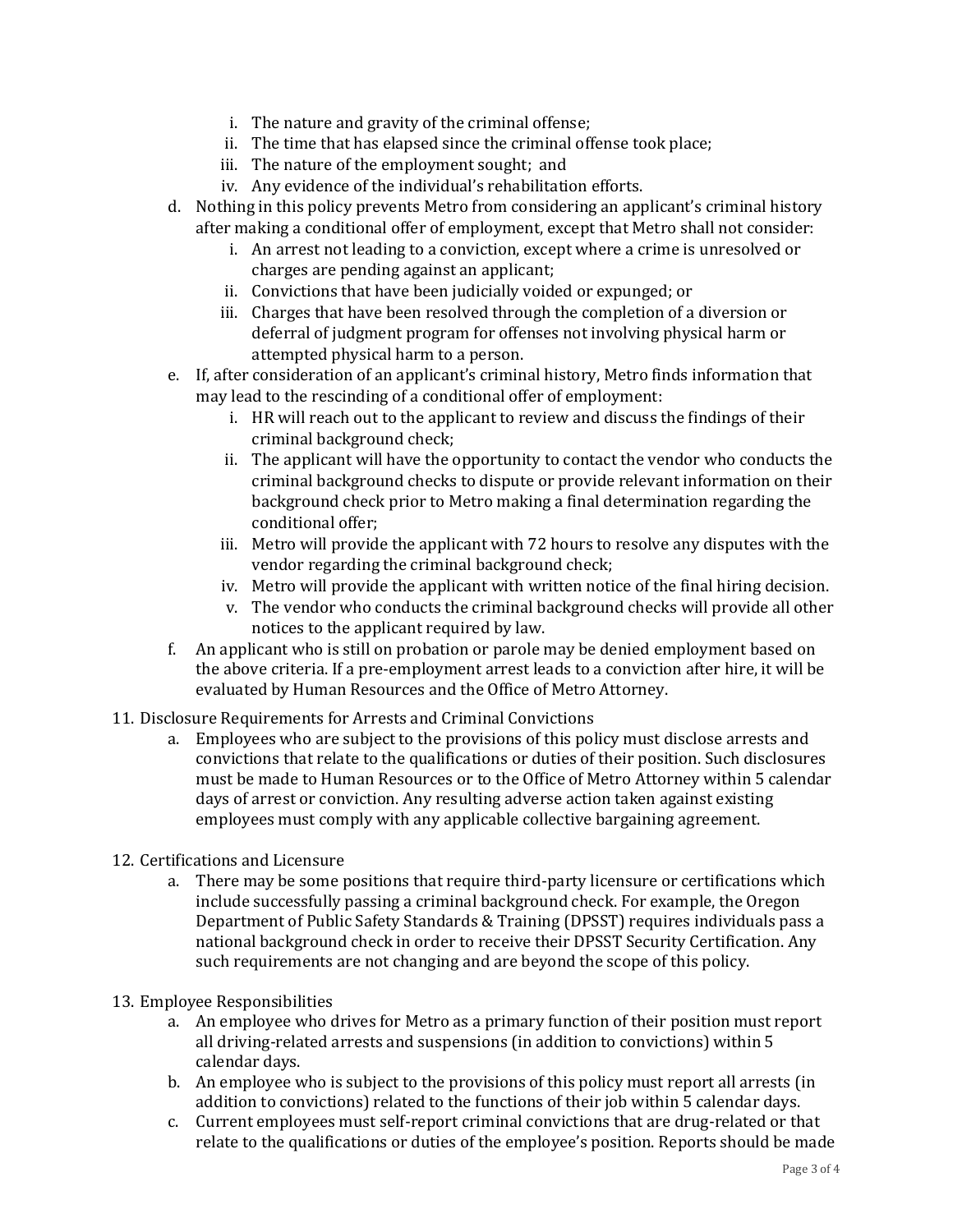i. The nature and gravity of the criminal offense;
   ii. The time that has elapsed since the criminal offense took place;
   iii. The nature of the employment sought; and
   iv. Any evidence of the individual's rehabilitation efforts.

d. Nothing in this policy prevents Metro from considering an applicant's criminal history after making a conditional offer of employment, except that Metro shall not consider:
   i. An arrest not leading to a conviction, except where a crime is unresolved or charges are pending against an applicant;
   ii. Convictions that have been judicially voided or expunged; or
   iii. Charges that have been resolved through the completion of a diversion or deferral of judgment program for offenses not involving physical harm or attempted physical harm to a person.

e. If, after consideration of an applicant's criminal history, Metro finds information that may lead to the rescinding of a conditional offer of employment:
   i. HR will reach out to the applicant to review and discuss the findings of their criminal background check;
   ii. The applicant will have the opportunity to contact the vendor who conducts the criminal background checks to dispute or provide relevant information on their background check prior to Metro making a final determination regarding the conditional offer;
   iii. Metro will provide the applicant with 72 hours to resolve any disputes with the vendor regarding the criminal background check;
   iv. Metro will provide the applicant with written notice of the final hiring decision.
   v. The vendor who conducts the criminal background checks will provide all other notices to the applicant required by law.

f. An applicant who is still on probation or parole may be denied employment based on the above criteria. If a pre-employment arrest leads to a conviction after hire, it will be evaluated by Human Resources and the Office of Metro Attorney.

11. Disclosure Requirements for Arrests and Criminal Convictions
    a. Employees who are subject to the provisions of this policy must disclose arrests and convictions that relate to the qualifications or duties of their position. Such disclosures must be made to Human Resources or to the Office of Metro Attorney within 5 calendar days of arrest or conviction. Any resulting adverse action taken against existing employees must comply with any applicable collective bargaining agreement.

12. Certifications and Licensure
    a. There may be some positions that require third-party licensure or certifications which include successfully passing a criminal background check. For example, the Oregon Department of Public Safety Standards & Training (DPSST) requires individuals pass a national background check in order to receive their DPSST Security Certification. Any such requirements are not changing and are beyond the scope of this policy.

13. Employee Responsibilities
    a. An employee who drives for Metro as a primary function of their position must report all driving-related arrests and suspensions (in addition to convictions) within 5 calendar days.
    b. An employee who is subject to the provisions of this policy must report all arrests (in addition to convictions) related to the functions of their job within 5 calendar days.
    c. Current employees must self-report criminal convictions that are drug-related or that relate to the qualifications or duties of the employee's position. Reports should be made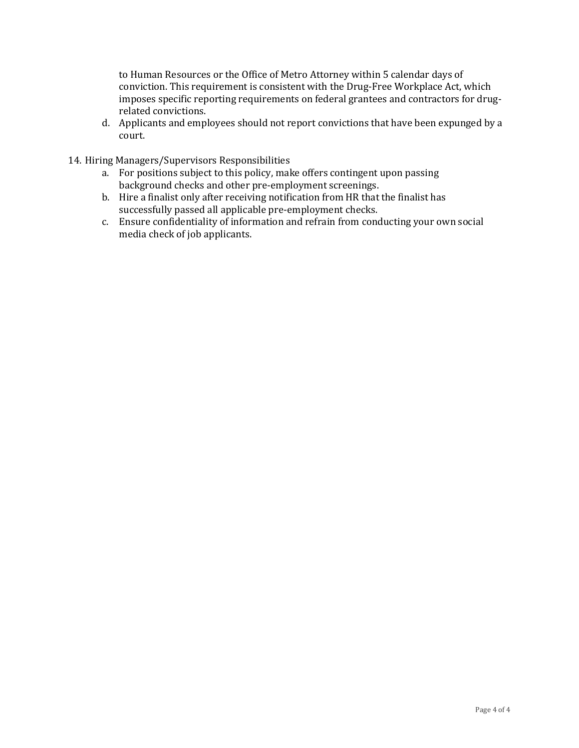to Human Resources or the Office of Metro Attorney within 5 calendar days of conviction. This requirement is consistent with the Drug-Free Workplace Act, which imposes specific reporting requirements on federal grantees and contractors for drug-related convictions.

d. Applicants and employees should not report convictions that have been expunged by a court.

14. Hiring Managers/Supervisors Responsibilities
    a. For positions subject to this policy, make offers contingent upon passing background checks and other pre-employment screenings.
    b. Hire a finalist only after receiving notification from HR that the finalist has successfully passed all applicable pre-employment checks.
    c. Ensure confidentiality of information and refrain from conducting your own social media check of job applicants.